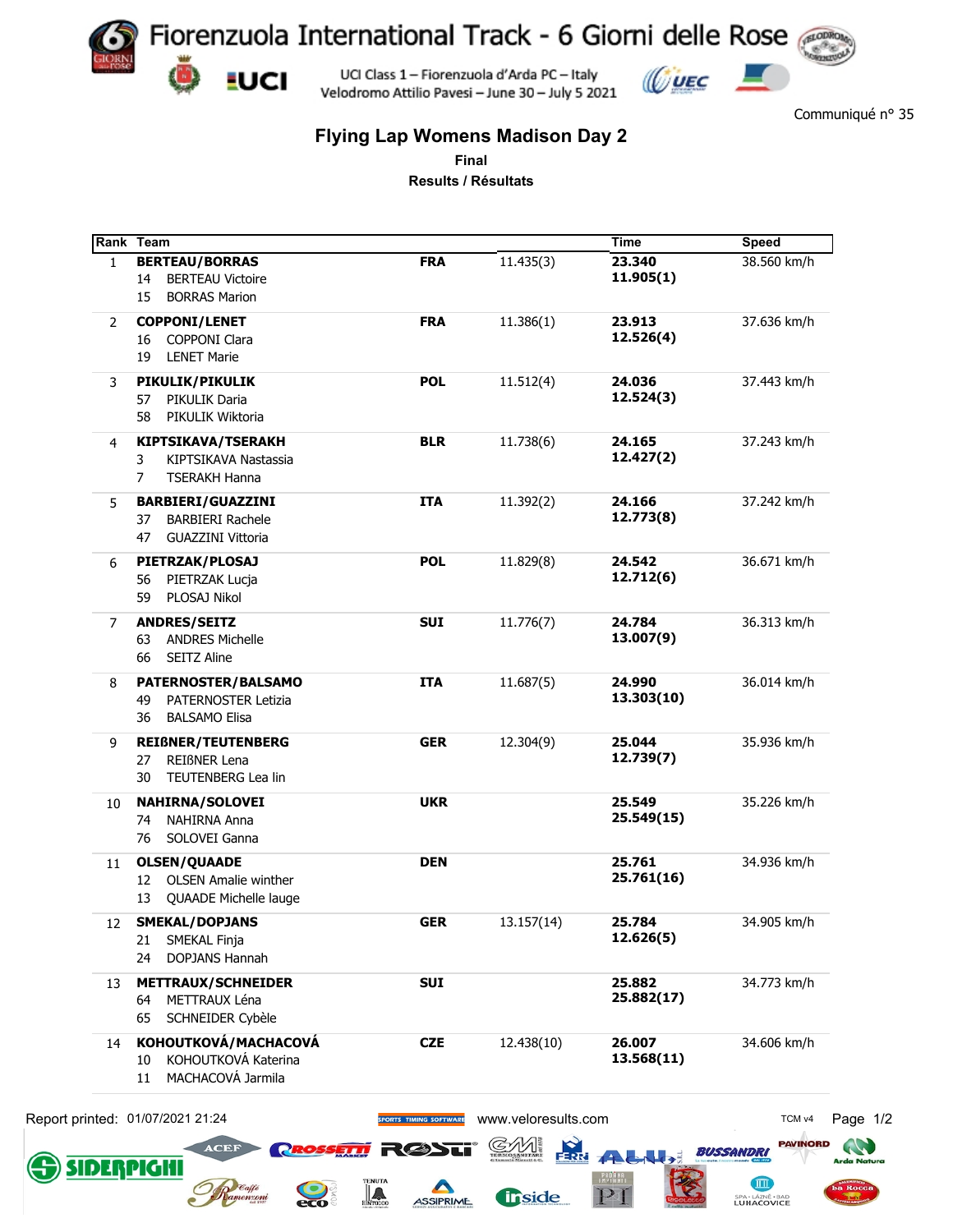# Fiorenzuola International Track - 6 Giorni delle Rose

UCI Class 1 – Fiorenzuola d'Arda PC – Italy
Velodromo Attilio Pavesi – June 30 – July 5 2021

Communiqué n° 35

## Flying Lap Womens Madison Day 2

**Final**

**Results / Résultats**

| Rank | Team | | | Time | Speed |
|---|---|---|---|---|---|
| 1 | **BERTEAU/BORRAS**<br>14 BERTEAU Victoire<br>15 BORRAS Marion | **FRA** | 11.435(3) | **23.340**<br>**11.905(1)** | 38.560 km/h |
| 2 | **COPPONI/LENET**<br>16 COPPONI Clara<br>19 LENET Marie | **FRA** | 11.386(1) | **23.913**<br>**12.526(4)** | 37.636 km/h |
| 3 | **PIKULIK/PIKULIK**<br>57 PIKULIK Daria<br>58 PIKULIK Wiktoria | **POL** | 11.512(4) | **24.036**<br>**12.524(3)** | 37.443 km/h |
| 4 | **KIPTSIKAVA/TSERAKH**<br>3 KIPTSIKAVA Nastassia<br>7 TSERAKH Hanna | **BLR** | 11.738(6) | **24.165**<br>**12.427(2)** | 37.243 km/h |
| 5 | **BARBIERI/GUAZZINI**<br>37 BARBIERI Rachele<br>47 GUAZZINI Vittoria | **ITA** | 11.392(2) | **24.166**<br>**12.773(8)** | 37.242 km/h |
| 6 | **PIETRZAK/PLOSAJ**<br>56 PIETRZAK Lucja<br>59 PLOSAJ Nikol | **POL** | 11.829(8) | **24.542**<br>**12.712(6)** | 36.671 km/h |
| 7 | **ANDRES/SEITZ**<br>63 ANDRES Michelle<br>66 SEITZ Aline | **SUI** | 11.776(7) | **24.784**<br>**13.007(9)** | 36.313 km/h |
| 8 | **PATERNOSTER/BALSAMO**<br>49 PATERNOSTER Letizia<br>36 BALSAMO Elisa | **ITA** | 11.687(5) | **24.990**<br>**13.303(10)** | 36.014 km/h |
| 9 | **REIßNER/TEUTENBERG**<br>27 REIßNER Lena<br>30 TEUTENBERG Lea lin | **GER** | 12.304(9) | **25.044**<br>**12.739(7)** | 35.936 km/h |
| 10 | **NAHIRNA/SOLOVEI**<br>74 NAHIRNA Anna<br>76 SOLOVEI Ganna | **UKR** | | **25.549**<br>**25.549(15)** | 35.226 km/h |
| 11 | **OLSEN/QUAADE**<br>12 OLSEN Amalie winther<br>13 QUAADE Michelle lauge | **DEN** | | **25.761**<br>**25.761(16)** | 34.936 km/h |
| 12 | **SMEKAL/DOPJANS**<br>21 SMEKAL Finja<br>24 DOPJANS Hannah | **GER** | 13.157(14) | **25.784**<br>**12.626(5)** | 34.905 km/h |
| 13 | **METTRAUX/SCHNEIDER**<br>64 METTRAUX Léna<br>65 SCHNEIDER Cybèle | **SUI** | | **25.882**<br>**25.882(17)** | 34.773 km/h |
| 14 | **KOHOUTKOVÁ/MACHACOVÁ**<br>10 KOHOUTKOVÁ Katerina<br>11 MACHACOVÁ Jarmila | **CZE** | 12.438(10) | **26.007**<br>**13.568(11)** | 34.606 km/h |

Report printed: 01/07/2021 21:24 www.veloresults.com TCM v4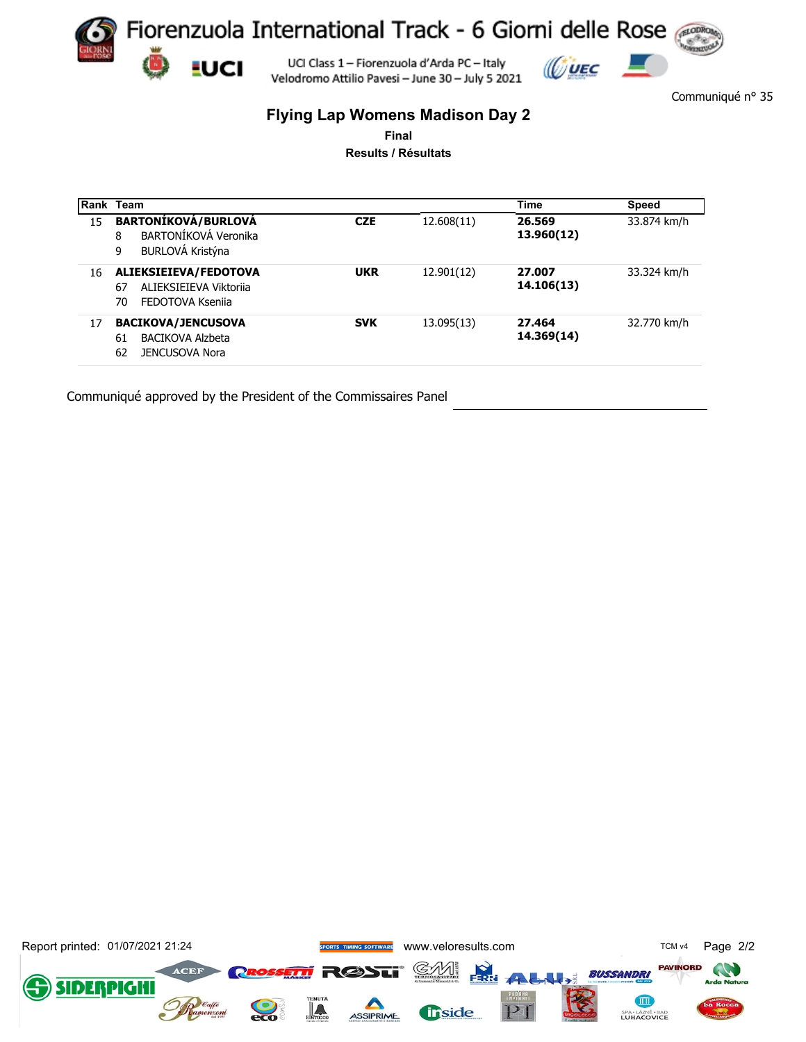Communiqué n° 35

## Flying Lap Womens Madison Day 2

**Final**

**Results / Résultats**

| Rank | Team | | | Time | Speed |
|---|---|---|---|---|---|
| 15 | **BARTONÍKOVÁ/BURLOVÁ** | **CZE** | 12.608(11) | **26.569** | 33.874 km/h |
| | 8 BARTONÍKOVÁ Veronika | | | **13.960(12)** | |
| | 9 BURLOVÁ Kristýna | | | | |
| 16 | **ALIEKSIEIEVA/FEDOTOVA** | **UKR** | 12.901(12) | **27.007** | 33.324 km/h |
| | 67 ALIEKSIEIEVA Viktoriia | | | **14.106(13)** | |
| | 70 FEDOTOVA Kseniia | | | | |
| 17 | **BACIKOVA/JENCUSOVA** | **SVK** | 13.095(13) | **27.464** | 32.770 km/h |
| | 61 BACIKOVA Alzbeta | | | **14.369(14)** | |
| | 62 JENCUSOVA Nora | | | | |

Communiqué approved by the President of the Commissaires Panel ______________________

Report printed: 01/07/2021 21:24 www.veloresults.com TCM v4